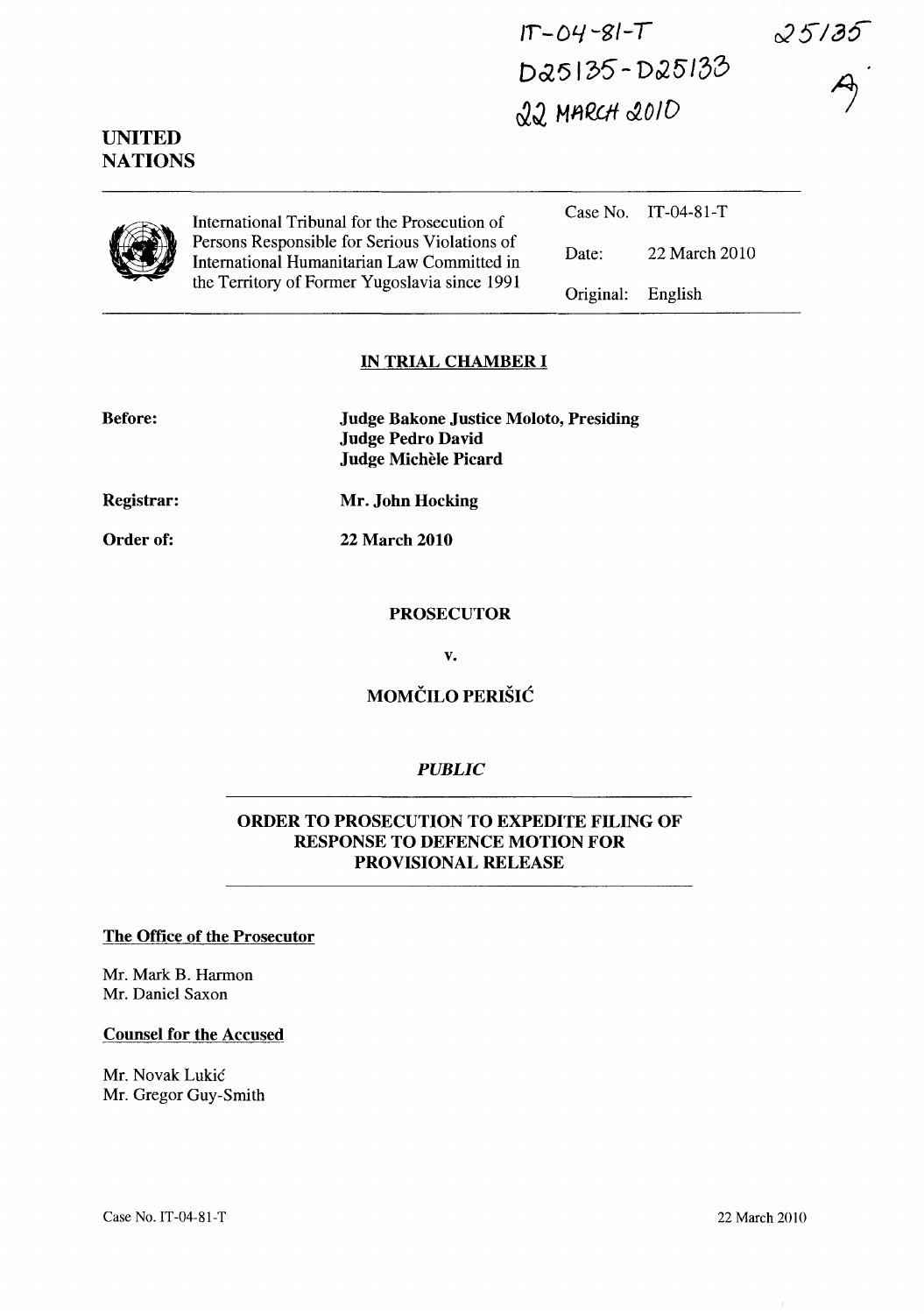IT-04-81-T
D25135 - D25133
22 MARCH 2010

25135

A

**UNITED NATIONS**

International Tribunal for the Prosecution of Persons Responsible for Serious Violations of International Humanitarian Law Committed in the Territory of Former Yugoslavia since 1991

| | |
|---|---|
| Case No. | IT-04-81-T |
| Date: | 22 March 2010 |
| Original: | English |

## IN TRIAL CHAMBER I

**Before:** Judge Bakone Justice Moloto, Presiding
Judge Pedro David
Judge Michèle Picard

**Registrar:** Mr. John Hocking

**Order of:** 22 March 2010

**PROSECUTOR**

**v.**

**MOMČILO PERIŠIĆ**

***PUBLIC***

## ORDER TO PROSECUTION TO EXPEDITE FILING OF RESPONSE TO DEFENCE MOTION FOR PROVISIONAL RELEASE

**The Office of the Prosecutor**

Mr. Mark B. Harmon
Mr. Daniel Saxon

**Counsel for the Accused**

Mr. Novak Lukić
Mr. Gregor Guy-Smith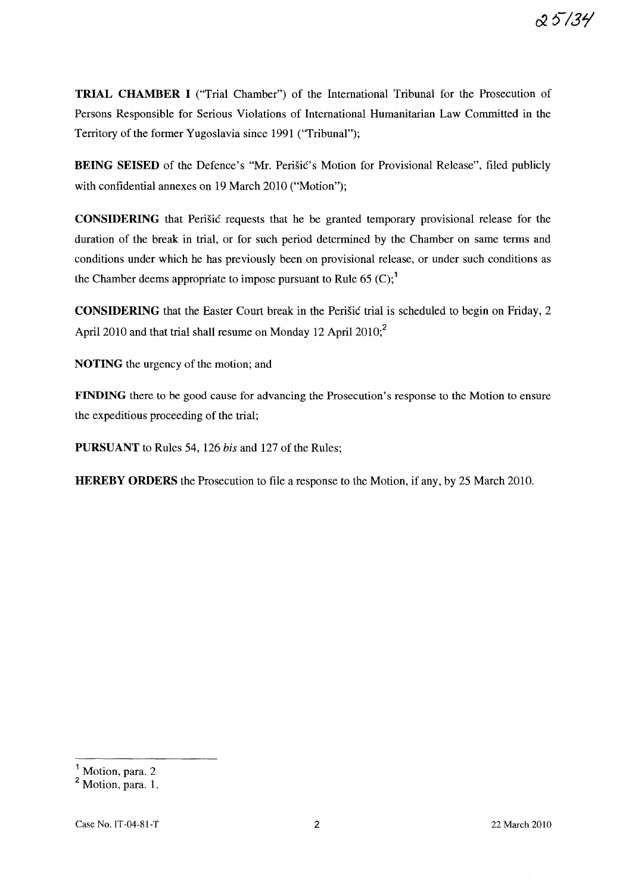**TRIAL CHAMBER I** ("Trial Chamber") of the International Tribunal for the Prosecution of Persons Responsible for Serious Violations of International Humanitarian Law Committed in the Territory of the former Yugoslavia since 1991 ("Tribunal");

**BEING SEISED** of the Defence's "Mr. Perišić's Motion for Provisional Release", filed publicly with confidential annexes on 19 March 2010 ("Motion");

**CONSIDERING** that Perišić requests that he be granted temporary provisional release for the duration of the break in trial, or for such period determined by the Chamber on same terms and conditions under which he has previously been on provisional release, or under such conditions as the Chamber deems appropriate to impose pursuant to Rule 65 (C);[1]

**CONSIDERING** that the Easter Court break in the Perišić trial is scheduled to begin on Friday, 2 April 2010 and that trial shall resume on Monday 12 April 2010;[2]

**NOTING** the urgency of the motion; and

**FINDING** there to be good cause for advancing the Prosecution's response to the Motion to ensure the expeditious proceeding of the trial;

**PURSUANT** to Rules 54, 126 *bis* and 127 of the Rules;

**HEREBY ORDERS** the Prosecution to file a response to the Motion, if any, by 25 March 2010.

---

[1] Motion, para. 2

[2] Motion, para. 1.

Case No. IT-04-81-T 22 March 2010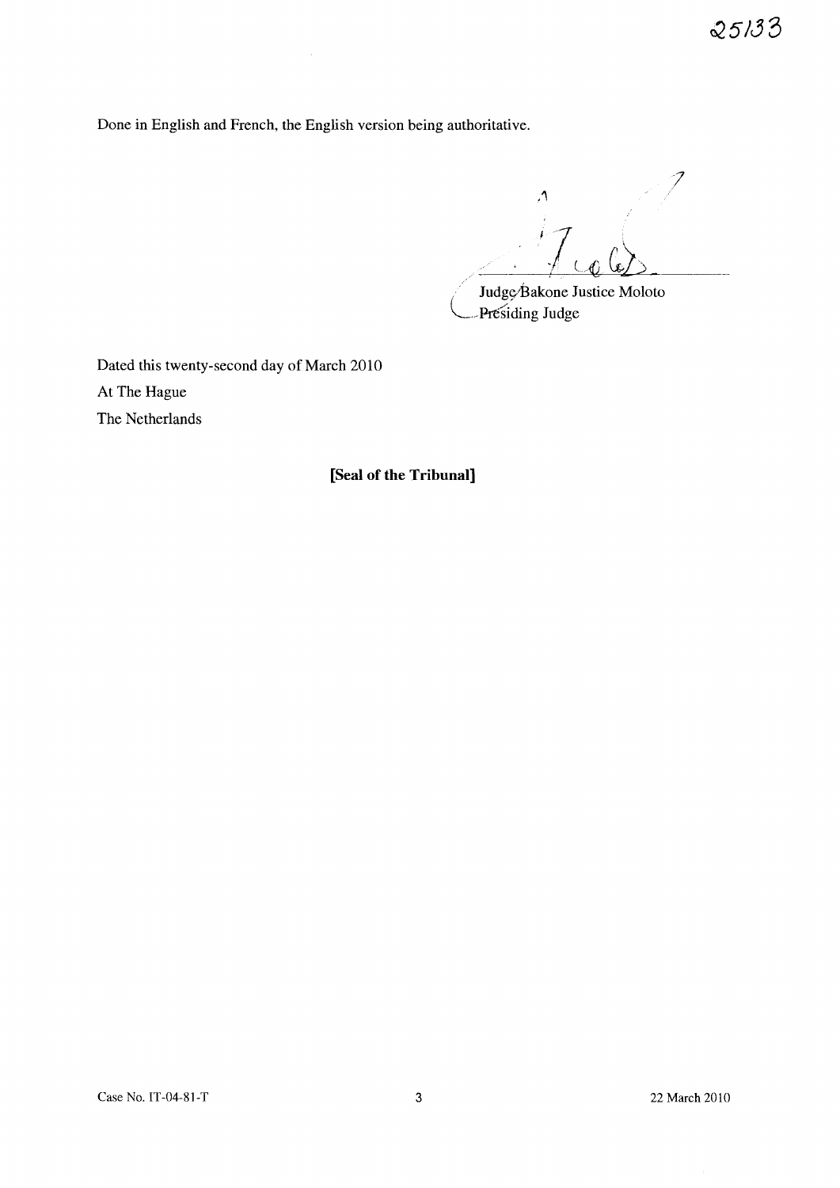Done in English and French, the English version being authoritative.

Judge Bakone Justice Moloto
Presiding Judge

Dated this twenty-second day of March 2010
At The Hague
The Netherlands

**[Seal of the Tribunal]**